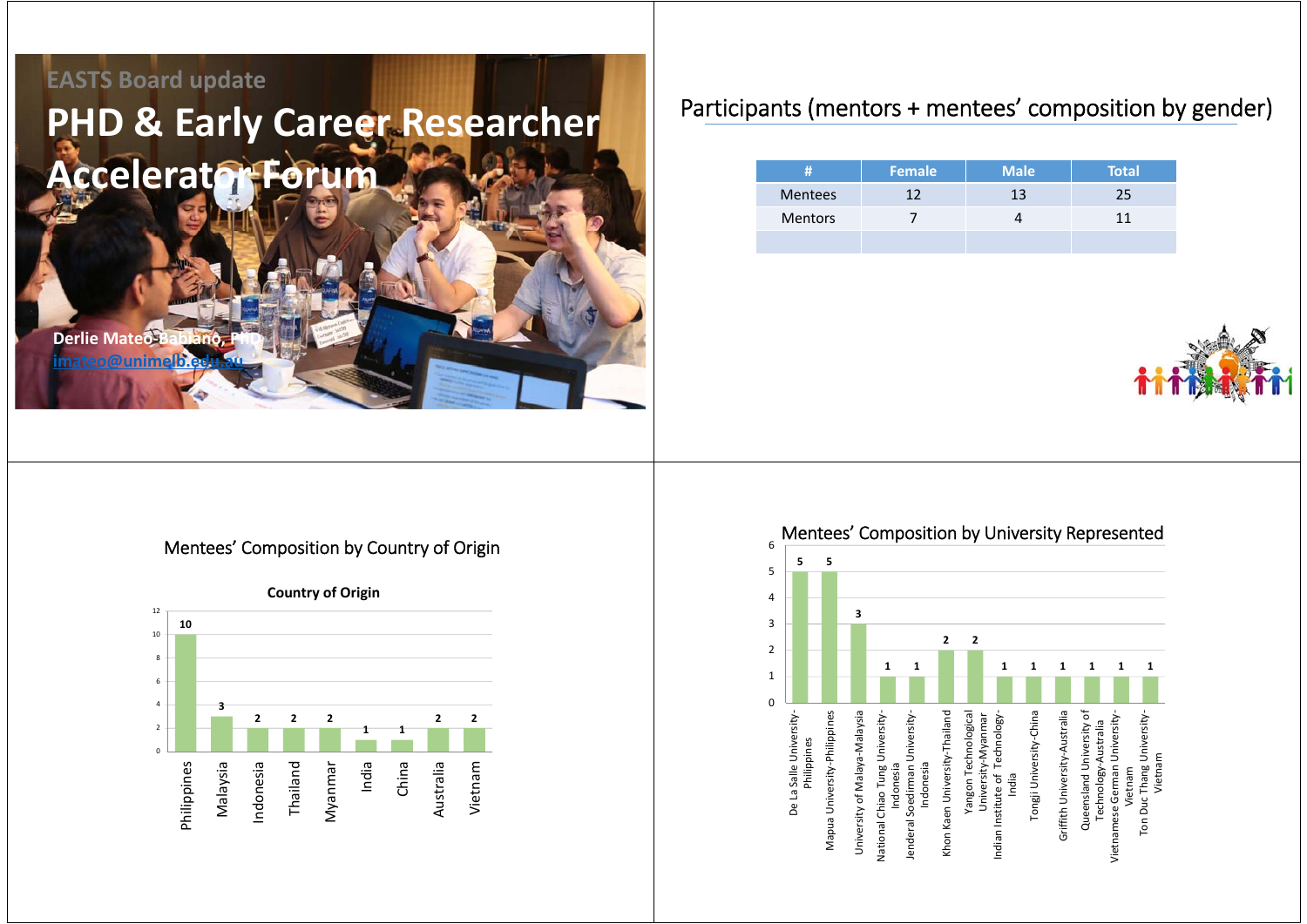EASTS Board update

# PHD & Early Career Researcher Accelerator Forum

Derlie Mateo-Babiano, PhD
imateo@unimelb.edu.au

## Participants (mentors + mentees' composition by gender)

| # | Female | Male | Total |
|---|---|---|---|
| Mentees | 12 | 13 | 25 |
| Mentors | 7 | 4 | 11 |
| | | | |

## Mentees' Composition by Country of Origin

Country of Origin

0
2
4
6
8
10
12

10
3
2
2
2
1
1
2
2

Philippines
Malaysia
Indonesia
Thailand
Myanmar
India
China
Australia
Vietnam

## Mentees' Composition by University Represented

0
1
2
3
4
5
6

5
5
3
1
1
2
2
1
1
1
1
1
1

De La Salle University-Philippines
Mapua University-Philippines
University of Malaya-Malaysia
National Chiao Tung University-Indonesia
Jenderal Soedirman University-Indonesia
Khon Kaen University-Thailand
Yangon Technological University-Myanmar
Indian Institute of Technology-India
Tongji University-China
Griffith University-Australia
Queensland University of Technology-Australia
Vietnamese German University-Vietnam
Ton Duc Thang University-Vietnam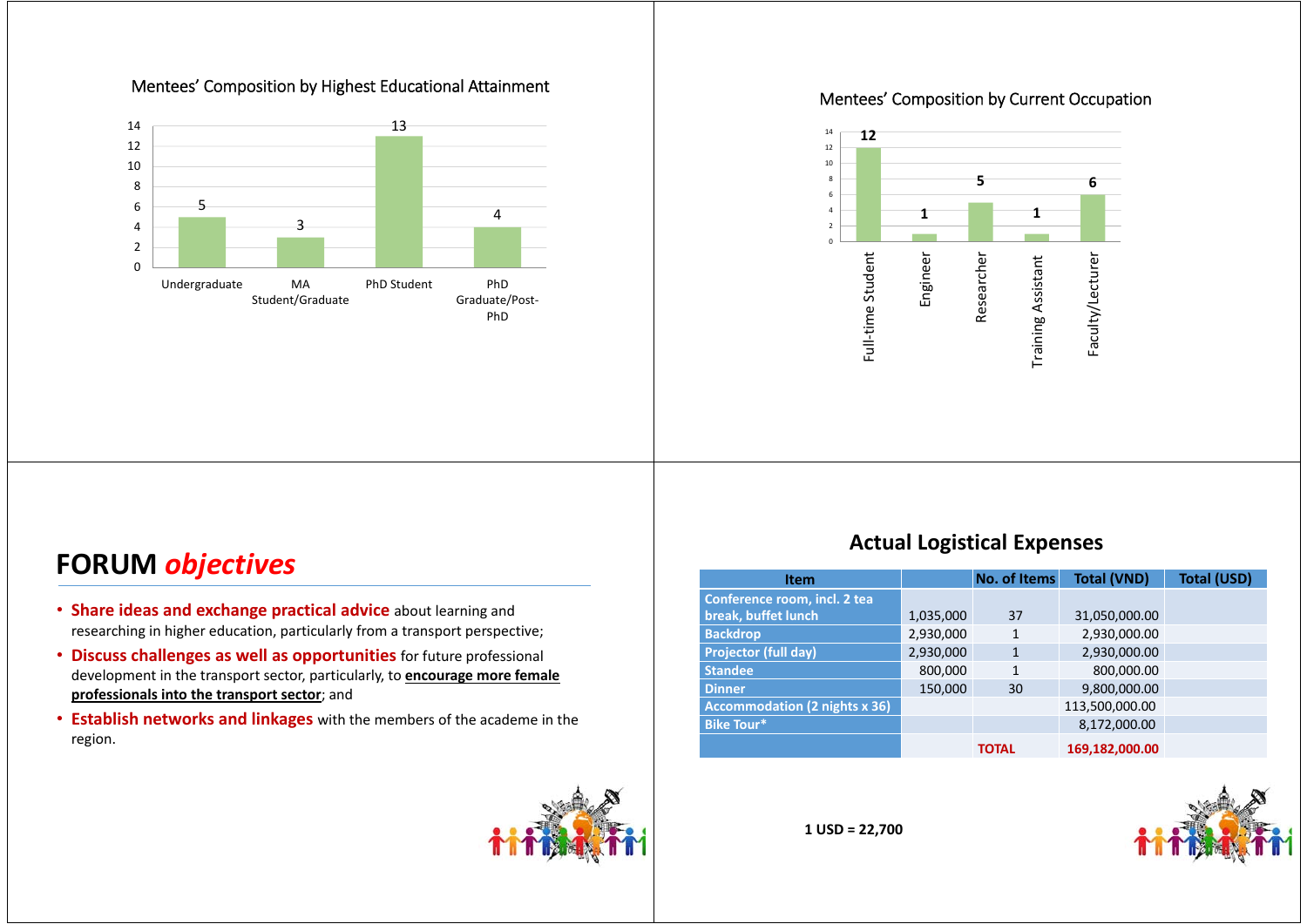Mentees' Composition by Highest Educational Attainment

14
12
10
8
6
4
2
0

5
3
13
4

Undergraduate
MA Student/Graduate
PhD Student
PhD Graduate/Post-PhD

Mentees' Composition by Current Occupation

14
12
10
8
6
4
2
0

12
1
5
1
6

Full-time Student
Engineer
Researcher
Training Assistant
Faculty/Lecturer

# FORUM *objectives*

- **Share ideas and exchange practical advice** about learning and researching in higher education, particularly from a transport perspective;
- **Discuss challenges as well as opportunities** for future professional development in the transport sector, particularly, to **encourage more female professionals into the transport sector**; and
- **Establish networks and linkages** with the members of the academe in the region.

## Actual Logistical Expenses

| Item | | No. of Items | Total (VND) | Total (USD) |
|---|---|---|---|---|
| Conference room, incl. 2 tea break, buffet lunch | 1,035,000 | 37 | 31,050,000.00 | |
| Backdrop | 2,930,000 | 1 | 2,930,000.00 | |
| Projector (full day) | 2,930,000 | 1 | 2,930,000.00 | |
| Standee | 800,000 | 1 | 800,000.00 | |
| Dinner | 150,000 | 30 | 9,800,000.00 | |
| Accommodation (2 nights x 36) | | | 113,500,000.00 | |
| Bike Tour* | | | 8,172,000.00 | |
| | | **TOTAL** | **169,182,000.00** | |

**1 USD = 22,700**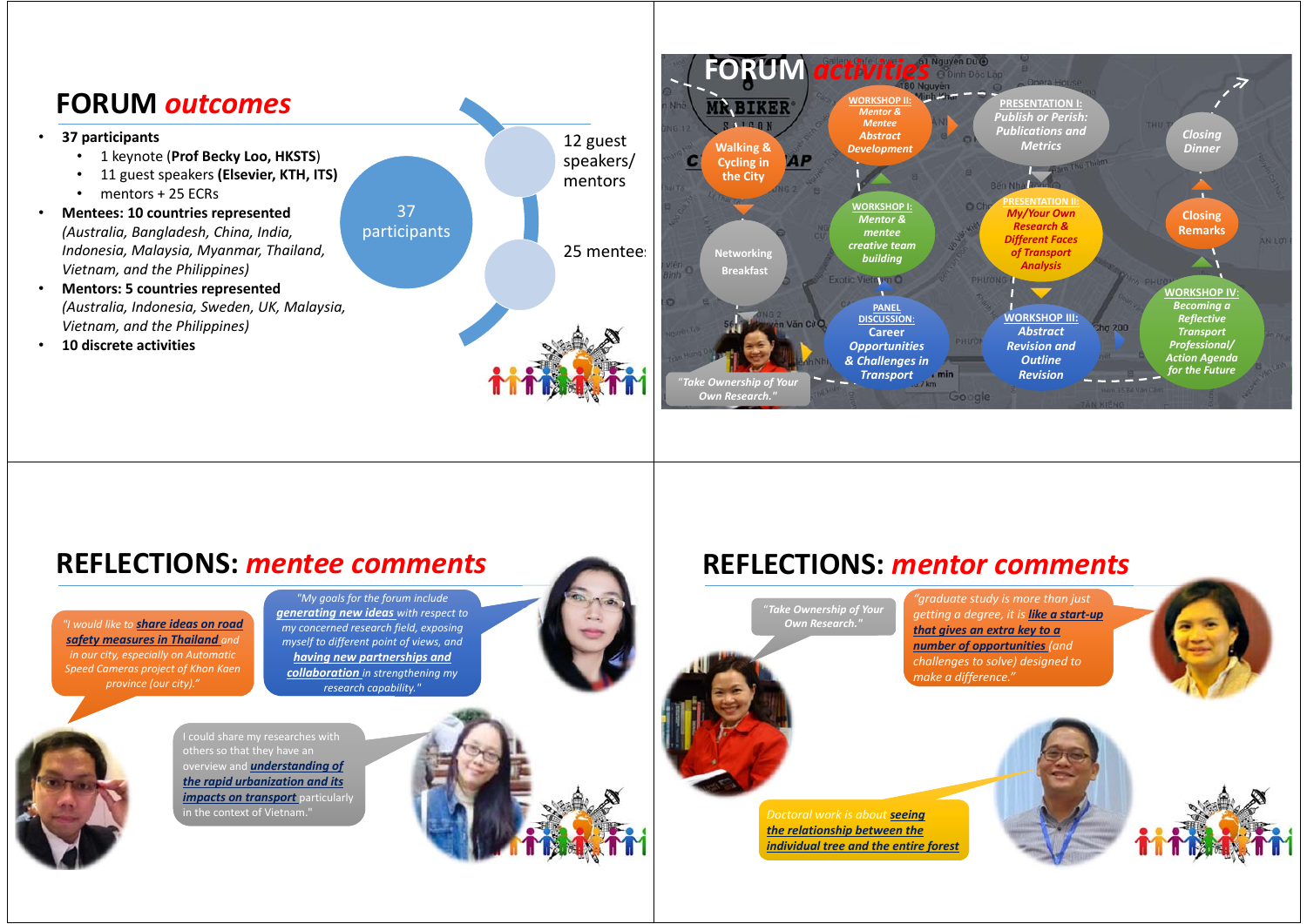## FORUM *outcomes*

- **37 participants**
  - 1 keynote (**Prof Becky Loo, HKSTS**)
  - 11 guest speakers **(Elsevier, KTH, ITS)**
  - mentors + 25 ECRs
- **Mentees: 10 countries represented** *(Australia, Bangladesh, China, India, Indonesia, Malaysia, Myanmar, Thailand, Vietnam, and the Philippines)*
- **Mentors: 5 countries represented** *(Australia, Indonesia, Sweden, UK, Malaysia, Vietnam, and the Philippines)*
- **10 discrete activities**

37 participants

12 guest speakers/ mentors

25 mentees

## FORUM *activities*

Walking & Cycling in the City

Networking Breakfast

WORKSHOP II: Mentor & Mentee Abstract Development

WORKSHOP I: Mentor & mentee creative team building

PANEL DISCUSSION: Career Opportunities & Challenges in Transport

PRESENTATION I: Publish or Perish: Publications and Metrics

PRESENTATION II: My/Your Own Research & Different Faces of Transport Analysis

WORKSHOP III: Abstract Revision and Outline Revision

WORKSHOP IV: Becoming a Reflective Transport Professional/ Action Agenda for the Future

Closing Remarks

Closing Dinner

"Take Ownership of Your Own Research."

## REFLECTIONS: *mentee comments*

*"I would like to **share ideas on road safety measures in Thailand** and in our city, especially on Automatic Speed Cameras project of Khon Kaen province (our city)."*

*"My goals for the forum include **generating new ideas** with respect to my concerned research field, exposing myself to different point of views, and **having new partnerships and collaboration** in strengthening my research capability."*

I could share my researches with others so that they have an overview and ***understanding of the rapid urbanization and its impacts on transport*** particularly in the context of Vietnam."

## REFLECTIONS: *mentor comments*

*"Take Ownership of Your Own Research."*

*"graduate study is more than just getting a degree, it is **like a start-up that gives an extra key to a number of opportunities** (and challenges to solve) designed to make a difference."*

*Doctoral work is about **seeing the relationship between the individual tree and the entire forest***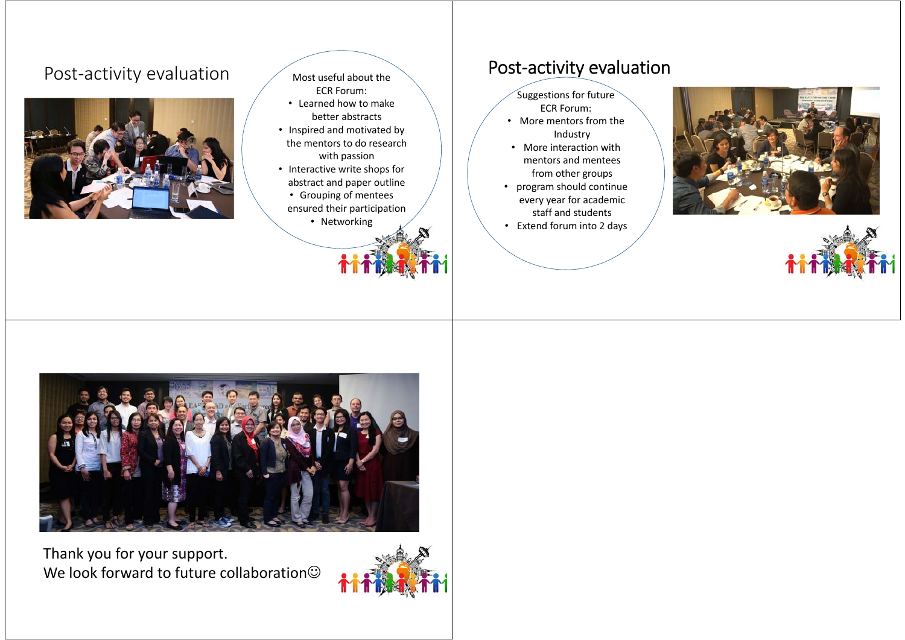## Post-activity evaluation

Most useful about the ECR Forum:

- Learned how to make better abstracts
- Inspired and motivated by the mentors to do research with passion
- Interactive write shops for abstract and paper outline
- Grouping of mentees ensured their participation
- Networking

## Post-activity evaluation

Suggestions for future ECR Forum:

- More mentors from the Industry
- More interaction with mentors and mentees from other groups
- program should continue every year for academic staff and students
- Extend forum into 2 days

Thank you for your support.
We look forward to future collaboration☺